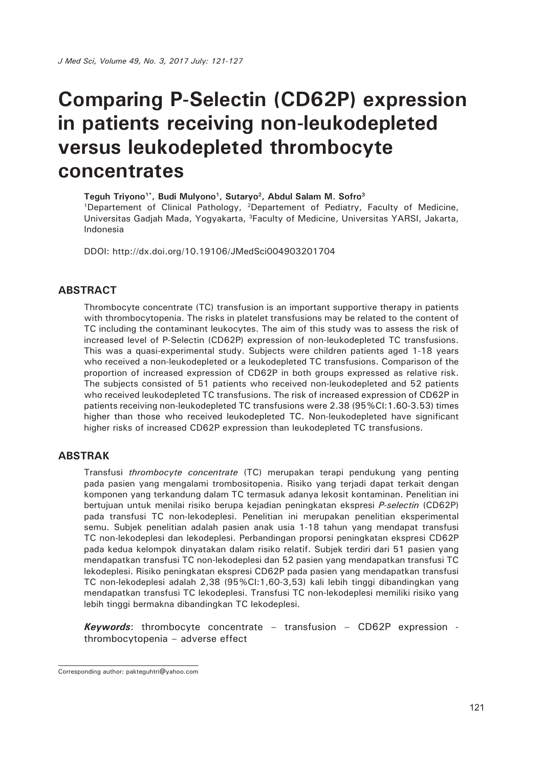# Comparing P-Selectin (CD62P) expression in patients receiving non-leukodepleted versus leukodepleted thrombocyte concentrates

**Teguh Triyono[1*], Budi Mulyono[1], Sutaryo[2], Abdul Salam M. Sofro[3]**

[1]Departement of Clinical Pathology, [2]Departement of Pediatry, Faculty of Medicine, Universitas Gadjah Mada, Yogyakarta, [3]Faculty of Medicine, Universitas YARSI, Jakarta, Indonesia

DDOI: http://dx.doi.org/10.19106/JMedSci004903201704

## ABSTRACT

Thrombocyte concentrate (TC) transfusion is an important supportive therapy in patients with thrombocytopenia. The risks in platelet transfusions may be related to the content of TC including the contaminant leukocytes. The aim of this study was to assess the risk of increased level of P-Selectin (CD62P) expression of non-leukodepleted TC transfusions. This was a quasi-experimental study. Subjects were children patients aged 1-18 years who received a non-leukodepleted or a leukodepleted TC transfusions. Comparison of the proportion of increased expression of CD62P in both groups expressed as relative risk. The subjects consisted of 51 patients who received non-leukodepleted and 52 patients who received leukodepleted TC transfusions. The risk of increased expression of CD62P in patients receiving non-leukodepleted TC transfusions were 2.38 (95%CI:1.60-3.53) times higher than those who received leukodepleted TC. Non-leukodepleted have significant higher risks of increased CD62P expression than leukodepleted TC transfusions.

## ABSTRAK

Transfusi *thrombocyte concentrate* (TC) merupakan terapi pendukung yang penting pada pasien yang mengalami trombositopenia. Risiko yang terjadi dapat terkait dengan komponen yang terkandung dalam TC termasuk adanya lekosit kontaminan. Penelitian ini bertujuan untuk menilai risiko berupa kejadian peningkatan ekspresi *P-selectin* (CD62P) pada transfusi TC non-lekodeplesi. Penelitian ini merupakan penelitian eksperimental semu. Subjek penelitian adalah pasien anak usia 1-18 tahun yang mendapat transfusi TC non-lekodeplesi dan lekodeplesi. Perbandingan proporsi peningkatan ekspresi CD62P pada kedua kelompok dinyatakan dalam risiko relatif. Subjek terdiri dari 51 pasien yang mendapatkan transfusi TC non-lekodeplesi dan 52 pasien yang mendapatkan transfusi TC lekodeplesi. Risiko peningkatan ekspresi CD62P pada pasien yang mendapatkan transfusi TC non-lekodeplesi adalah 2,38 (95%CI:1,60-3,53) kali lebih tinggi dibandingkan yang mendapatkan transfusi TC lekodeplesi. Transfusi TC non-lekodeplesi memiliki risiko yang lebih tinggi bermakna dibandingkan TC lekodeplesi.

***Keywords***: thrombocyte concentrate – transfusion – CD62P expression - thrombocytopenia – adverse effect

Corresponding author: pakteguhtri@yahoo.com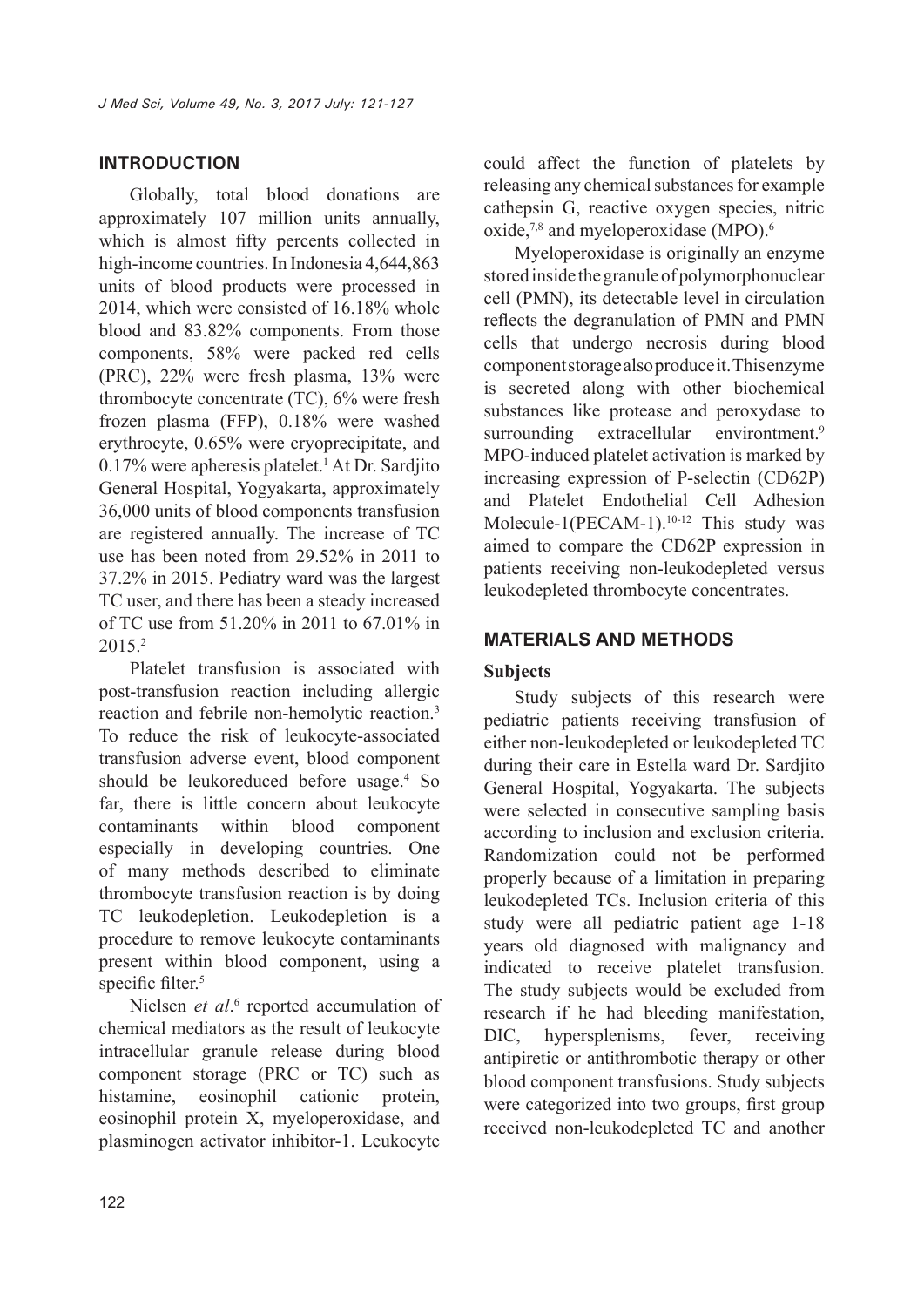## INTRODUCTION

Globally, total blood donations are approximately 107 million units annually, which is almost fifty percents collected in high-income countries. In Indonesia 4,644,863 units of blood products were processed in 2014, which were consisted of 16.18% whole blood and 83.82% components. From those components, 58% were packed red cells (PRC), 22% were fresh plasma, 13% were thrombocyte concentrate (TC), 6% were fresh frozen plasma (FFP), 0.18% were washed erythrocyte, 0.65% were cryoprecipitate, and 0.17% were apheresis platelet.[1] At Dr. Sardjito General Hospital, Yogyakarta, approximately 36,000 units of blood components transfusion are registered annually. The increase of TC use has been noted from 29.52% in 2011 to 37.2% in 2015. Pediatry ward was the largest TC user, and there has been a steady increased of TC use from 51.20% in 2011 to 67.01% in 2015.[2]

Platelet transfusion is associated with post-transfusion reaction including allergic reaction and febrile non-hemolytic reaction.[3] To reduce the risk of leukocyte-associated transfusion adverse event, blood component should be leukoreduced before usage.[4] So far, there is little concern about leukocyte contaminants within blood component especially in developing countries. One of many methods described to eliminate thrombocyte transfusion reaction is by doing TC leukodepletion. Leukodepletion is a procedure to remove leukocyte contaminants present within blood component, using a specific filter.[5]

Nielsen *et al*.[6] reported accumulation of chemical mediators as the result of leukocyte intracellular granule release during blood component storage (PRC or TC) such as histamine, eosinophil cationic protein, eosinophil protein X, myeloperoxidase, and plasminogen activator inhibitor-1. Leukocyte could affect the function of platelets by releasing any chemical substances for example cathepsin G, reactive oxygen species, nitric oxide,[7,8] and myeloperoxidase (MPO).[6]

Myeloperoxidase is originally an enzyme stored inside the granule of polymorphonuclear cell (PMN), its detectable level in circulation reflects the degranulation of PMN and PMN cells that undergo necrosis during blood component storage also produce it. This enzyme is secreted along with other biochemical substances like protease and peroxydase to surrounding extracellular environtment.[9] MPO-induced platelet activation is marked by increasing expression of P-selectin (CD62P) and Platelet Endothelial Cell Adhesion Molecule-1(PECAM-1).[10-12] This study was aimed to compare the CD62P expression in patients receiving non-leukodepleted versus leukodepleted thrombocyte concentrates.

## MATERIALS AND METHODS

### Subjects

Study subjects of this research were pediatric patients receiving transfusion of either non-leukodepleted or leukodepleted TC during their care in Estella ward Dr. Sardjito General Hospital, Yogyakarta. The subjects were selected in consecutive sampling basis according to inclusion and exclusion criteria. Randomization could not be performed properly because of a limitation in preparing leukodepleted TCs. Inclusion criteria of this study were all pediatric patient age 1-18 years old diagnosed with malignancy and indicated to receive platelet transfusion. The study subjects would be excluded from research if he had bleeding manifestation, DIC, hypersplenisms, fever, receiving antipiretic or antithrombotic therapy or other blood component transfusions. Study subjects were categorized into two groups, first group received non-leukodepleted TC and another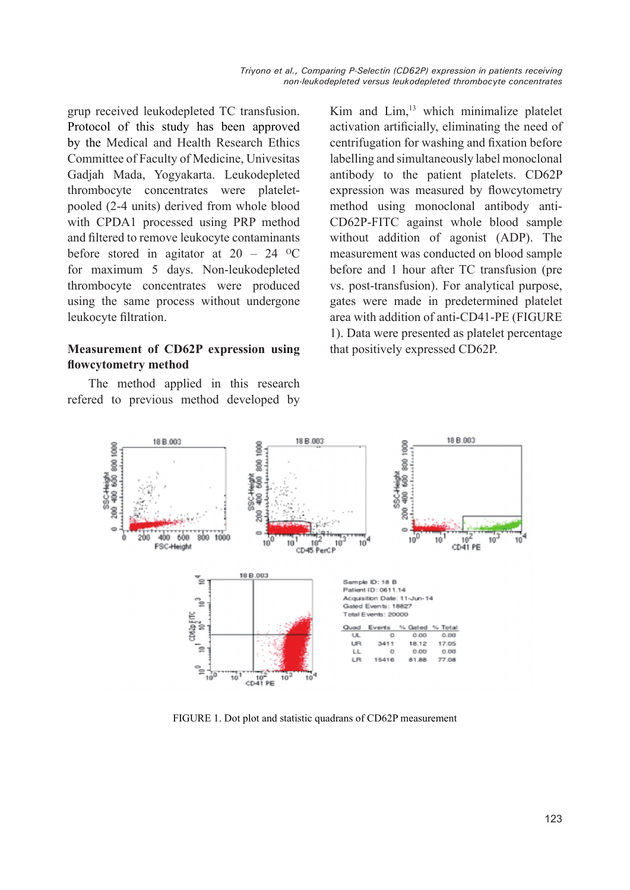grup received leukodepleted TC transfusion. Protocol of this study has been approved by the Medical and Health Research Ethics Committee of Faculty of Medicine, Univesitas Gadjah Mada, Yogyakarta. Leukodepleted thrombocyte concentrates were platelet-pooled (2-4 units) derived from whole blood with CPDA1 processed using PRP method and filtered to remove leukocyte contaminants before stored in agitator at 20 – 24 $^{o}$C for maximum 5 days. Non-leukodepleted thrombocyte concentrates were produced using the same process without undergone leukocyte filtration.

**Measurement of CD62P expression using flowcytometry method**

The method applied in this research refered to previous method developed by Kim and Lim,[13] which minimalize platelet activation artificially, eliminating the need of centrifugation for washing and fixation before labelling and simultaneously label monoclonal antibody to the patient platelets. CD62P expression was measured by flowcytometry method using monoclonal antibody anti-CD62P-FITC against whole blood sample without addition of agonist (ADP). The measurement was conducted on blood sample before and 1 hour after TC transfusion (pre vs. post-transfusion). For analytical purpose, gates were made in predetermined platelet area with addition of anti-CD41-PE (FIGURE 1). Data were presented as platelet percentage that positively expressed CD62P.

Sample ID: 18 B
Patient ID: 0611.14
Acquisition Date: 11-Jun-14
Gated Events: 18827
Total Events: 20000

| Quad | Events | % Gated | % Total |
|---|---|---|---|
| UL | 0 | 0.00 | 0.00 |
| UR | 3411 | 18.12 | 17.05 |
| LL | 0 | 0.00 | 0.00 |
| LR | 15416 | 81.88 | 77.08 |

FIGURE 1. Dot plot and statistic quadrans of CD62P measurement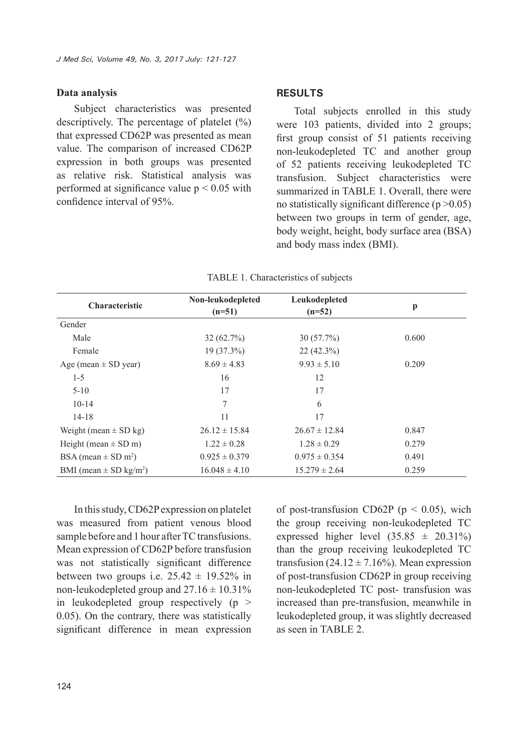### Data analysis

Subject characteristics was presented descriptively. The percentage of platelet (%) that expressed CD62P was presented as mean value. The comparison of increased CD62P expression in both groups was presented as relative risk. Statistical analysis was performed at significance value $p < 0.05$ with confidence interval of 95%.

## RESULTS

Total subjects enrolled in this study were 103 patients, divided into 2 groups; first group consist of 51 patients receiving non-leukodepleted TC and another group of 52 patients receiving leukodepleted TC transfusion. Subject characteristics were summarized in TABLE 1. Overall, there were no statistically significant difference ($p > 0.05$) between two groups in term of gender, age, body weight, height, body surface area (BSA) and body mass index (BMI).

TABLE 1. Characteristics of subjects

| Characteristic | Non-leukodepleted (n=51) | Leukodepleted (n=52) | p |
|---|---|---|---|
| Gender | | | |
| Male | 32 (62.7%) | 30 (57.7%) | 0.600 |
| Female | 19 (37.3%) | 22 (42.3%) | |
| Age (mean ± SD year) | 8.69 ± 4.83 | 9.93 ± 5.10 | 0.209 |
| 1-5 | 16 | 12 | |
| 5-10 | 17 | 17 | |
| 10-14 | 7 | 6 | |
| 14-18 | 11 | 17 | |
| Weight (mean ± SD kg) | 26.12 ± 15.84 | 26.67 ± 12.84 | 0.847 |
| Height (mean ± SD m) | 1.22 ± 0.28 | 1.28 ± 0.29 | 0.279 |
| BSA (mean ± SD $m^2$) | 0.925 ± 0.379 | 0.975 ± 0.354 | 0.491 |
| BMI (mean ± SD $kg/m^2$) | 16.048 ± 4.10 | 15.279 ± 2.64 | 0.259 |

In this study, CD62P expression on platelet was measured from patient venous blood sample before and 1 hour after TC transfusions. Mean expression of CD62P before transfusion was not statistically significant difference between two groups i.e. 25.42 ± 19.52% in non-leukodepleted group and 27.16 ± 10.31% in leukodepleted group respectively ($p > 0.05$). On the contrary, there was statistically significant difference in mean expression of post-transfusion CD62P ($p < 0.05$), wich the group receiving non-leukodepleted TC expressed higher level (35.85 ± 20.31%) than the group receiving leukodepleted TC transfusion (24.12 ± 7.16%). Mean expression of post-transfusion CD62P in group receiving non-leukodepleted TC post- transfusion was increased than pre-transfusion, meanwhile in leukodepleted group, it was slightly decreased as seen in TABLE 2.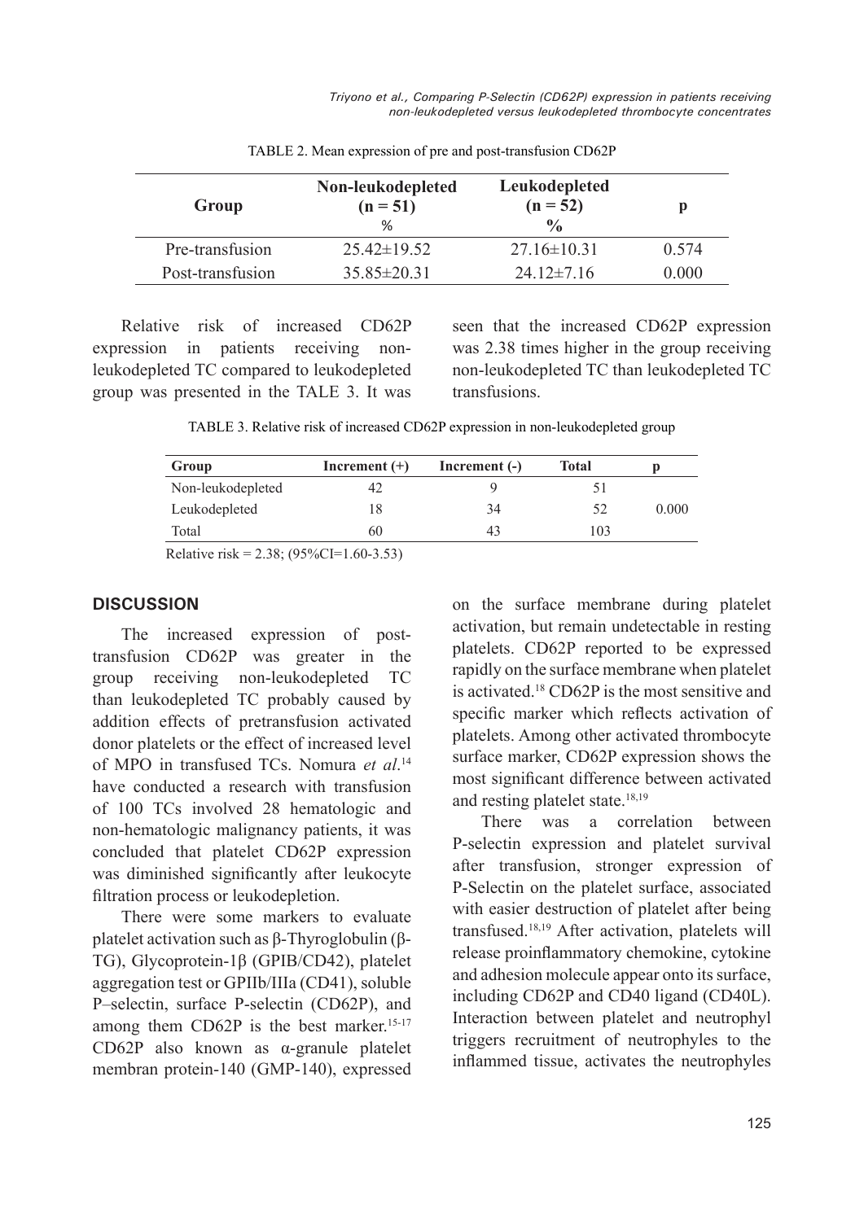TABLE 2. Mean expression of pre and post-transfusion CD62P

| Group | Non-leukodepleted (n = 51) % | Leukodepleted (n = 52) % | p |
|---|---|---|---|
| Pre-transfusion | 25.42±19.52 | 27.16±10.31 | 0.574 |
| Post-transfusion | 35.85±20.31 | 24.12±7.16 | 0.000 |

Relative risk of increased CD62P expression in patients receiving non-leukodepleted TC compared to leukodepleted group was presented in the TALE 3. It was seen that the increased CD62P expression was 2.38 times higher in the group receiving non-leukodepleted TC than leukodepleted TC transfusions.

TABLE 3. Relative risk of increased CD62P expression in non-leukodepleted group

| Group | Increment (+) | Increment (-) | Total | p |
|---|---|---|---|---|
| Non-leukodepleted | 42 | 9 | 51 | |
| Leukodepleted | 18 | 34 | 52 | 0.000 |
| Total | 60 | 43 | 103 | |

Relative risk = 2.38; (95%CI=1.60-3.53)

## DISCUSSION

The increased expression of post-transfusion CD62P was greater in the group receiving non-leukodepleted TC than leukodepleted TC probably caused by addition effects of pretransfusion activated donor platelets or the effect of increased level of MPO in transfused TCs. Nomura *et al*.[14] have conducted a research with transfusion of 100 TCs involved 28 hematologic and non-hematologic malignancy patients, it was concluded that platelet CD62P expression was diminished significantly after leukocyte filtration process or leukodepletion.

There were some markers to evaluate platelet activation such as β-Thyroglobulin (β-TG), Glycoprotein-1β (GPIB/CD42), platelet aggregation test or GPIIb/IIIa (CD41), soluble P–selectin, surface P-selectin (CD62P), and among them CD62P is the best marker.[15-17] CD62P also known as α-granule platelet membran protein-140 (GMP-140), expressed on the surface membrane during platelet activation, but remain undetectable in resting platelets. CD62P reported to be expressed rapidly on the surface membrane when platelet is activated.[18] CD62P is the most sensitive and specific marker which reflects activation of platelets. Among other activated thrombocyte surface marker, CD62P expression shows the most significant difference between activated and resting platelet state.[18,19]

There was a correlation between P-selectin expression and platelet survival after transfusion, stronger expression of P-Selectin on the platelet surface, associated with easier destruction of platelet after being transfused.[18,19] After activation, platelets will release proinflammatory chemokine, cytokine and adhesion molecule appear onto its surface, including CD62P and CD40 ligand (CD40L). Interaction between platelet and neutrophyl triggers recruitment of neutrophyles to the inflammed tissue, activates the neutrophyles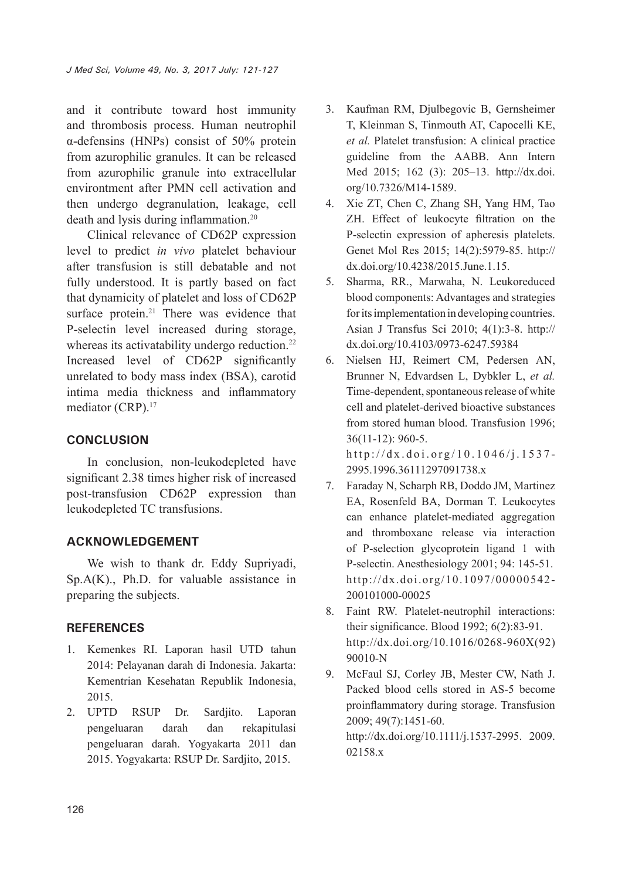and it contribute toward host immunity and thrombosis process. Human neutrophil α-defensins (HNPs) consist of 50% protein from azurophilic granules. It can be released from azurophilic granule into extracellular environtment after PMN cell activation and then undergo degranulation, leakage, cell death and lysis during inflammation.[20]

Clinical relevance of CD62P expression level to predict *in vivo* platelet behaviour after transfusion is still debatable and not fully understood. It is partly based on fact that dynamicity of platelet and loss of CD62P surface protein.[21] There was evidence that P-selectin level increased during storage, whereas its activatability undergo reduction.[22] Increased level of CD62P significantly unrelated to body mass index (BSA), carotid intima media thickness and inflammatory mediator (CRP).[17]

## CONCLUSION

In conclusion, non-leukodepleted have significant 2.38 times higher risk of increased post-transfusion CD62P expression than leukodepleted TC transfusions.

## ACKNOWLEDGEMENT

We wish to thank dr. Eddy Supriyadi, Sp.A(K)., Ph.D. for valuable assistance in preparing the subjects.

## REFERENCES

1. Kemenkes RI. Laporan hasil UTD tahun 2014: Pelayanan darah di Indonesia. Jakarta: Kementrian Kesehatan Republik Indonesia, 2015.
2. UPTD RSUP Dr. Sardjito. Laporan pengeluaran darah dan rekapitulasi pengeluaran darah. Yogyakarta 2011 dan 2015. Yogyakarta: RSUP Dr. Sardjito, 2015.
3. Kaufman RM, Djulbegovic B, Gernsheimer T, Kleinman S, Tinmouth AT, Capocelli KE, *et al.* Platelet transfusion: A clinical practice guideline from the AABB. Ann Intern Med 2015; 162 (3): 205–13. http://dx.doi.org/10.7326/M14-1589.
4. Xie ZT, Chen C, Zhang SH, Yang HM, Tao ZH. Effect of leukocyte filtration on the P-selectin expression of apheresis platelets. Genet Mol Res 2015; 14(2):5979-85. http://dx.doi.org/10.4238/2015.June.1.15.
5. Sharma, RR., Marwaha, N. Leukoreduced blood components: Advantages and strategies for its implementation in developing countries. Asian J Transfus Sci 2010; 4(1):3-8. http://dx.doi.org/10.4103/0973-6247.59384
6. Nielsen HJ, Reimert CM, Pedersen AN, Brunner N, Edvardsen L, Dybkler L, *et al.* Time-dependent, spontaneous release of white cell and platelet-derived bioactive substances from stored human blood. Transfusion 1996; 36(11-12): 960-5. http://dx.doi.org/10.1046/j.1537-2995.1996.36111297091738.x
7. Faraday N, Scharph RB, Doddo JM, Martinez EA, Rosenfeld BA, Dorman T. Leukocytes can enhance platelet-mediated aggregation and thromboxane release via interaction of P-selection glycoprotein ligand 1 with P-selectin. Anesthesiology 2001; 94: 145-51. http://dx.doi.org/10.1097/00000542-200101000-00025
8. Faint RW. Platelet-neutrophil interactions: their significance. Blood 1992; 6(2):83-91. http://dx.doi.org/10.1016/0268-960X(92)90010-N
9. McFaul SJ, Corley JB, Mester CW, Nath J. Packed blood cells stored in AS-5 become proinflammatory during storage. Transfusion 2009; 49(7):1451-60. http://dx.doi.org/10.1111/j.1537-2995. 2009.02158.x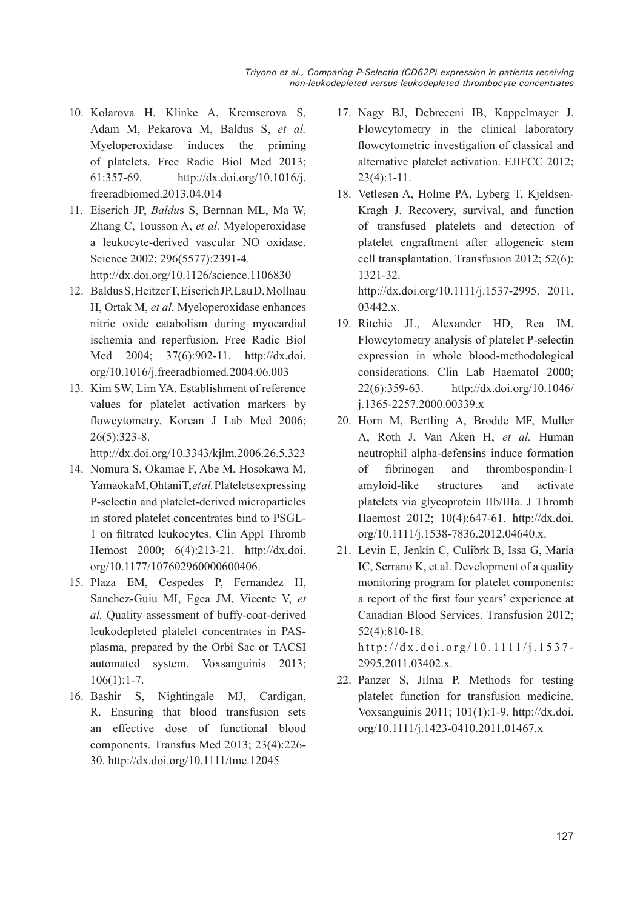10. Kolarova H, Klinke A, Kremserova S, Adam M, Pekarova M, Baldus S, *et al.* Myeloperoxidase induces the priming of platelets. Free Radic Biol Med 2013; 61:357-69. http://dx.doi.org/10.1016/j.freeradbiomed.2013.04.014
11. Eiserich JP, *Baldu*s S, Bernnan ML, Ma W, Zhang C, Tousson A, *et al.* Myeloperoxidase a leukocyte-derived vascular NO oxidase. Science 2002; 296(5577):2391-4. http://dx.doi.org/10.1126/science.1106830
12. Baldus S, Heitzer T, Eiserich JP, Lau D, Mollnau H, Ortak M, *et al.* Myeloperoxidase enhances nitric oxide catabolism during myocardial ischemia and reperfusion. Free Radic Biol Med 2004; 37(6):902-11. http://dx.doi.org/10.1016/j.freeradbiomed.2004.06.003
13. Kim SW, Lim YA. Establishment of reference values for platelet activation markers by flowcytometry. Korean J Lab Med 2006; 26(5):323-8. http://dx.doi.org/10.3343/kjlm.2006.26.5.323
14. Nomura S, Okamae F, Abe M, Hosokawa M, Yamaoka M, Ohtani T, *et al.* Platelets expressing P-selectin and platelet-derived microparticles in stored platelet concentrates bind to PSGL-1 on filtrated leukocytes. Clin Appl Thromb Hemost 2000; 6(4):213-21. http://dx.doi.org/10.1177/107602960000600406.
15. Plaza EM, Cespedes P, Fernandez H, Sanchez-Guiu MI, Egea JM, Vicente V, *et al.* Quality assessment of buffy-coat-derived leukodepleted platelet concentrates in PAS-plasma, prepared by the Orbi Sac or TACSI automated system. Voxsanguinis 2013; 106(1):1-7.
16. Bashir S, Nightingale MJ, Cardigan, R. Ensuring that blood transfusion sets an effective dose of functional blood components. Transfus Med 2013; 23(4):226-30. http://dx.doi.org/10.1111/tme.12045
17. Nagy BJ, Debreceni IB, Kappelmayer J. Flowcytometry in the clinical laboratory flowcytometric investigation of classical and alternative platelet activation. EJIFCC 2012; 23(4):1-11.
18. Vetlesen A, Holme PA, Lyberg T, Kjeldsen-Kragh J. Recovery, survival, and function of transfused platelets and detection of platelet engraftment after allogeneic stem cell transplantation. Transfusion 2012; 52(6): 1321-32. http://dx.doi.org/10.1111/j.1537-2995. 2011. 03442.x.
19. Ritchie JL, Alexander HD, Rea IM. Flowcytometry analysis of platelet P-selectin expression in whole blood-methodological considerations. Clin Lab Haematol 2000; 22(6):359-63. http://dx.doi.org/10.1046/j.1365-2257.2000.00339.x
20. Horn M, Bertling A, Brodde MF, Muller A, Roth J, Van Aken H, *et al.* Human neutrophil alpha-defensins induce formation of fibrinogen and thrombospondin-1 amyloid-like structures and activate platelets via glycoprotein IIb/IIIa. J Thromb Haemost 2012; 10(4):647-61. http://dx.doi.org/10.1111/j.1538-7836.2012.04640.x.
21. Levin E, Jenkin C, Culibrk B, Issa G, Maria IC, Serrano K, et al. Development of a quality monitoring program for platelet components: a report of the first four years' experience at Canadian Blood Services. Transfusion 2012; 52(4):810-18. http://dx.doi.org/10.1111/j.1537-2995.2011.03402.x.
22. Panzer S, Jilma P. Methods for testing platelet function for transfusion medicine. Voxsanguinis 2011; 101(1):1-9. http://dx.doi.org/10.1111/j.1423-0410.2011.01467.x